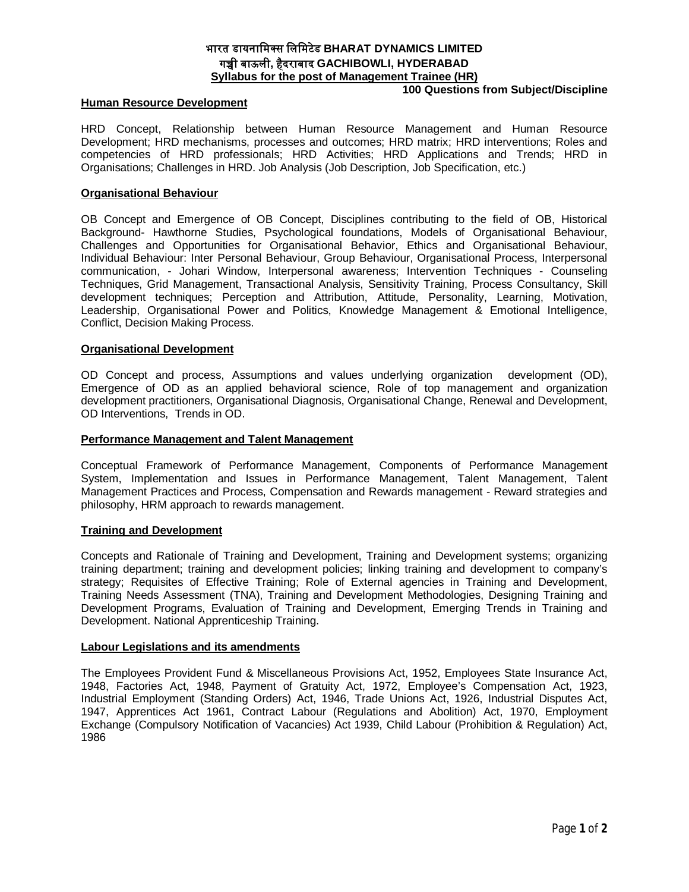# भारत डायनामिक्स लिमिटेड BHARAT DYNAMICS LIMITED

## गच्ची बाऊली, हैदराबाद GACHIBOWLI, HYDERABAD

## Syllabus for the post of Management Trainee (HR)

**100 Questions from Subject/Discipline**

### Human Resource Development

HRD Concept, Relationship between Human Resource Management and Human Resource Development; HRD mechanisms, processes and outcomes; HRD matrix; HRD interventions; Roles and competencies of HRD professionals; HRD Activities; HRD Applications and Trends; HRD in Organisations; Challenges in HRD. Job Analysis (Job Description, Job Specification, etc.)

### Organisational Behaviour

OB Concept and Emergence of OB Concept, Disciplines contributing to the field of OB, Historical Background- Hawthorne Studies, Psychological foundations, Models of Organisational Behaviour, Challenges and Opportunities for Organisational Behavior, Ethics and Organisational Behaviour, Individual Behaviour: Inter Personal Behaviour, Group Behaviour, Organisational Process, Interpersonal communication, - Johari Window, Interpersonal awareness; Intervention Techniques - Counseling Techniques, Grid Management, Transactional Analysis, Sensitivity Training, Process Consultancy, Skill development techniques; Perception and Attribution, Attitude, Personality, Learning, Motivation, Leadership, Organisational Power and Politics, Knowledge Management & Emotional Intelligence, Conflict, Decision Making Process.

### Organisational Development

OD Concept and process, Assumptions and values underlying organization development (OD), Emergence of OD as an applied behavioral science, Role of top management and organization development practitioners, Organisational Diagnosis, Organisational Change, Renewal and Development, OD Interventions, Trends in OD.

### Performance Management and Talent Management

Conceptual Framework of Performance Management, Components of Performance Management System, Implementation and Issues in Performance Management, Talent Management, Talent Management Practices and Process, Compensation and Rewards management - Reward strategies and philosophy, HRM approach to rewards management.

### Training and Development

Concepts and Rationale of Training and Development, Training and Development systems; organizing training department; training and development policies; linking training and development to company's strategy; Requisites of Effective Training; Role of External agencies in Training and Development, Training Needs Assessment (TNA), Training and Development Methodologies, Designing Training and Development Programs, Evaluation of Training and Development, Emerging Trends in Training and Development. National Apprenticeship Training.

### Labour Legislations and its amendments

The Employees Provident Fund & Miscellaneous Provisions Act, 1952, Employees State Insurance Act, 1948, Factories Act, 1948, Payment of Gratuity Act, 1972, Employee's Compensation Act, 1923, Industrial Employment (Standing Orders) Act, 1946, Trade Unions Act, 1926, Industrial Disputes Act, 1947, Apprentices Act 1961, Contract Labour (Regulations and Abolition) Act, 1970, Employment Exchange (Compulsory Notification of Vacancies) Act 1939, Child Labour (Prohibition & Regulation) Act, 1986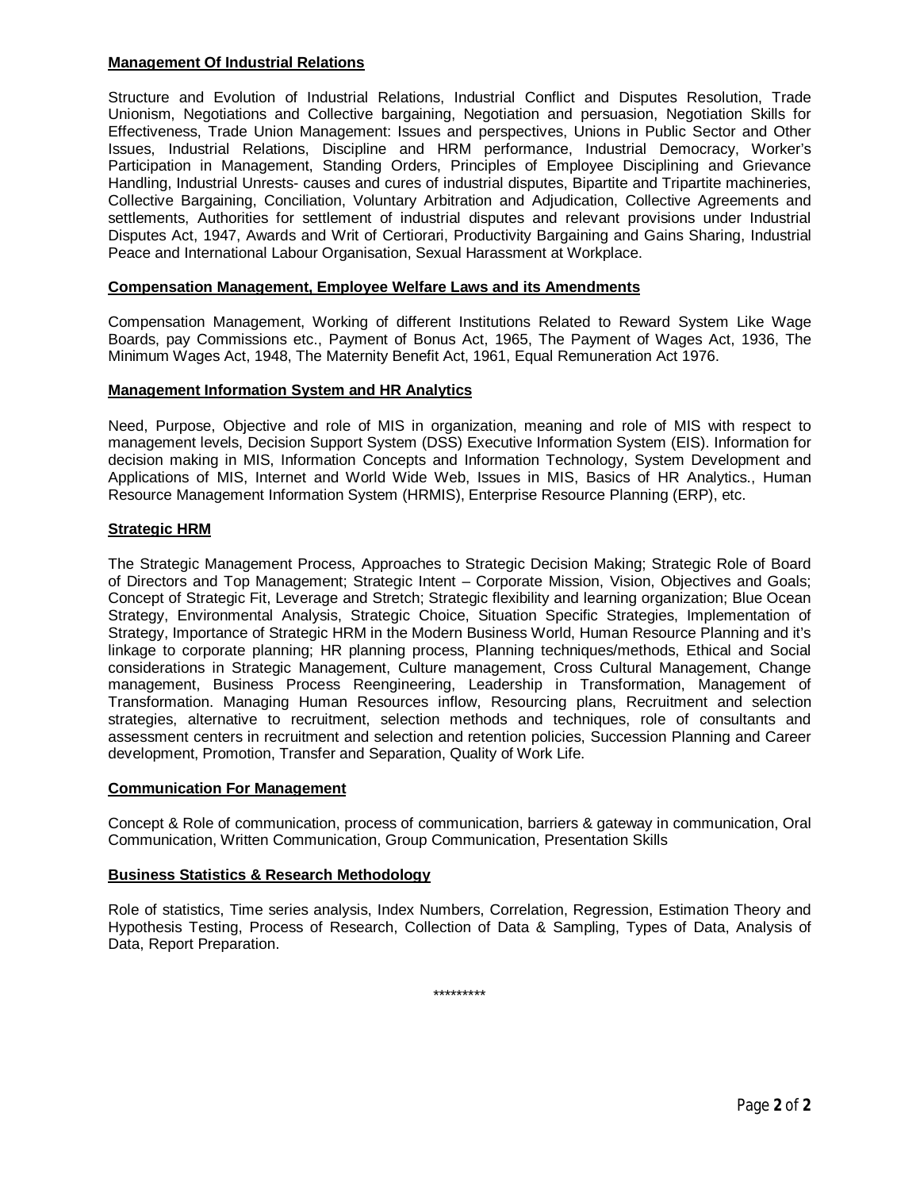## Management Of Industrial Relations

Structure and Evolution of Industrial Relations, Industrial Conflict and Disputes Resolution, Trade Unionism, Negotiations and Collective bargaining, Negotiation and persuasion, Negotiation Skills for Effectiveness, Trade Union Management: Issues and perspectives, Unions in Public Sector and Other Issues, Industrial Relations, Discipline and HRM performance, Industrial Democracy, Worker's Participation in Management, Standing Orders, Principles of Employee Disciplining and Grievance Handling, Industrial Unrests- causes and cures of industrial disputes, Bipartite and Tripartite machineries, Collective Bargaining, Conciliation, Voluntary Arbitration and Adjudication, Collective Agreements and settlements, Authorities for settlement of industrial disputes and relevant provisions under Industrial Disputes Act, 1947, Awards and Writ of Certiorari, Productivity Bargaining and Gains Sharing, Industrial Peace and International Labour Organisation, Sexual Harassment at Workplace.

## Compensation Management, Employee Welfare Laws and its Amendments

Compensation Management, Working of different Institutions Related to Reward System Like Wage Boards, pay Commissions etc., Payment of Bonus Act, 1965, The Payment of Wages Act, 1936, The Minimum Wages Act, 1948, The Maternity Benefit Act, 1961, Equal Remuneration Act 1976.

## Management Information System and HR Analytics

Need, Purpose, Objective and role of MIS in organization, meaning and role of MIS with respect to management levels, Decision Support System (DSS) Executive Information System (EIS). Information for decision making in MIS, Information Concepts and Information Technology, System Development and Applications of MIS, Internet and World Wide Web, Issues in MIS, Basics of HR Analytics., Human Resource Management Information System (HRMIS), Enterprise Resource Planning (ERP), etc.

## Strategic HRM

The Strategic Management Process, Approaches to Strategic Decision Making; Strategic Role of Board of Directors and Top Management; Strategic Intent – Corporate Mission, Vision, Objectives and Goals; Concept of Strategic Fit, Leverage and Stretch; Strategic flexibility and learning organization; Blue Ocean Strategy, Environmental Analysis, Strategic Choice, Situation Specific Strategies, Implementation of Strategy, Importance of Strategic HRM in the Modern Business World, Human Resource Planning and it's linkage to corporate planning; HR planning process, Planning techniques/methods, Ethical and Social considerations in Strategic Management, Culture management, Cross Cultural Management, Change management, Business Process Reengineering, Leadership in Transformation, Management of Transformation. Managing Human Resources inflow, Resourcing plans, Recruitment and selection strategies, alternative to recruitment, selection methods and techniques, role of consultants and assessment centers in recruitment and selection and retention policies, Succession Planning and Career development, Promotion, Transfer and Separation, Quality of Work Life.

## Communication For Management

Concept & Role of communication, process of communication, barriers & gateway in communication, Oral Communication, Written Communication, Group Communication, Presentation Skills

## Business Statistics & Research Methodology

Role of statistics, Time series analysis, Index Numbers, Correlation, Regression, Estimation Theory and Hypothesis Testing, Process of Research, Collection of Data & Sampling, Types of Data, Analysis of Data, Report Preparation.

*********